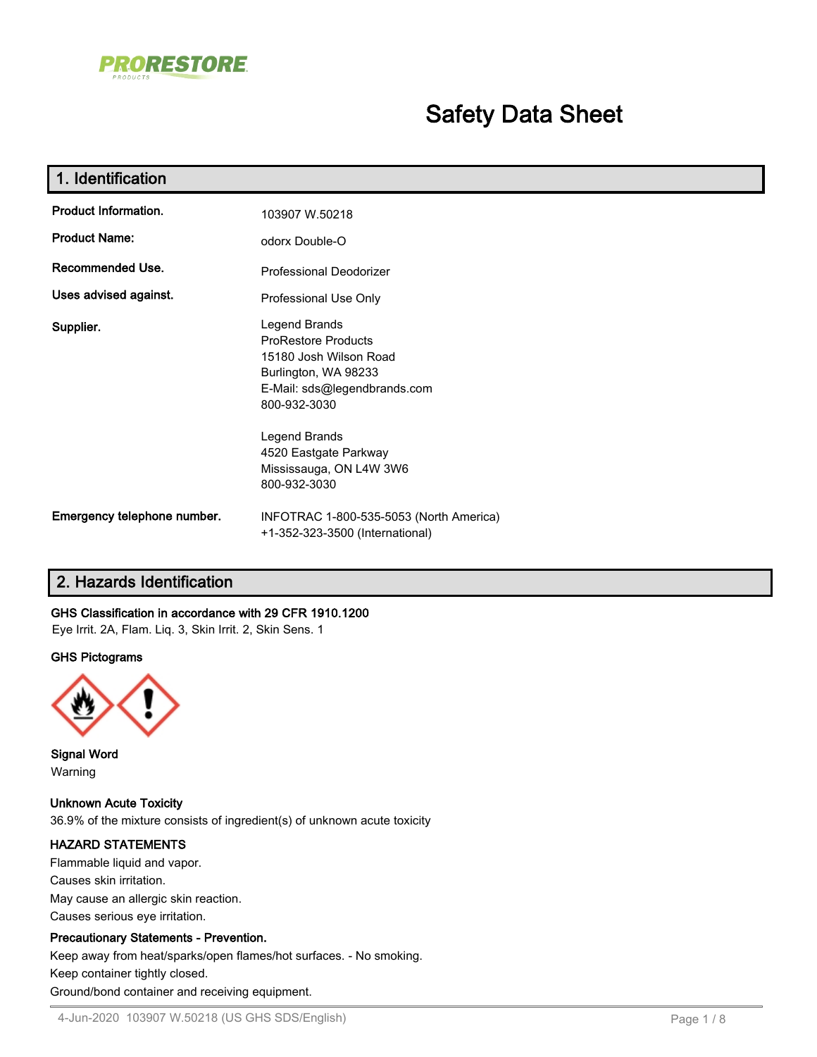PRORESTORE PRODUCTS

# Safety Data Sheet

## 1. Identification

| | |
|---|---|
| **Product Information.** | 103907 W.50218 |
| **Product Name:** | odorx Double-O |
| **Recommended Use.** | Professional Deodorizer |
| **Uses advised against.** | Professional Use Only |
| **Supplier.** | Legend Brands<br>ProRestore Products<br>15180 Josh Wilson Road<br>Burlington, WA 98233<br>E-Mail: sds@legendbrands.com<br>800-932-3030<br><br>Legend Brands<br>4520 Eastgate Parkway<br>Mississauga, ON L4W 3W6<br>800-932-3030 |
| **Emergency telephone number.** | INFOTRAC 1-800-535-5053 (North America)<br>+1-352-323-3500 (International) |

## 2. Hazards Identification

**GHS Classification in accordance with 29 CFR 1910.1200**

Eye Irrit. 2A, Flam. Liq. 3, Skin Irrit. 2, Skin Sens. 1

**GHS Pictograms**

**Signal Word**

Warning

**Unknown Acute Toxicity**

36.9% of the mixture consists of ingredient(s) of unknown acute toxicity

**HAZARD STATEMENTS**

Flammable liquid and vapor.

Causes skin irritation.

May cause an allergic skin reaction.

Causes serious eye irritation.

**Precautionary Statements - Prevention.**

Keep away from heat/sparks/open flames/hot surfaces. - No smoking.

Keep container tightly closed.

Ground/bond container and receiving equipment.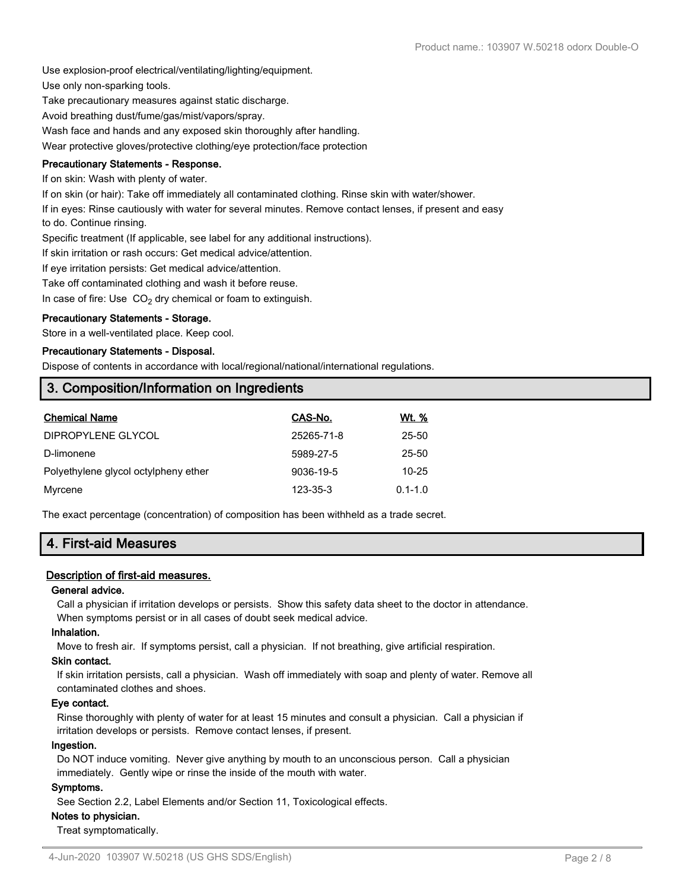Use explosion-proof electrical/ventilating/lighting/equipment.

Use only non-sparking tools.

Take precautionary measures against static discharge.

Avoid breathing dust/fume/gas/mist/vapors/spray.

Wash face and hands and any exposed skin thoroughly after handling.

Wear protective gloves/protective clothing/eye protection/face protection

**Precautionary Statements - Response.**

If on skin: Wash with plenty of water.

If on skin (or hair): Take off immediately all contaminated clothing. Rinse skin with water/shower.

If in eyes: Rinse cautiously with water for several minutes. Remove contact lenses, if present and easy to do. Continue rinsing.

Specific treatment (If applicable, see label for any additional instructions).

If skin irritation or rash occurs: Get medical advice/attention.

If eye irritation persists: Get medical advice/attention.

Take off contaminated clothing and wash it before reuse.

In case of fire: Use $CO_2$ dry chemical or foam to extinguish.

**Precautionary Statements - Storage.**

Store in a well-ventilated place. Keep cool.

**Precautionary Statements - Disposal.**

Dispose of contents in accordance with local/regional/national/international regulations.

## 3. Composition/Information on Ingredients

| Chemical Name | CAS-No. | Wt. % |
|---|---|---|
| DIPROPYLENE GLYCOL | 25265-71-8 | 25-50 |
| D-limonene | 5989-27-5 | 25-50 |
| Polyethylene glycol octylpheny ether | 9036-19-5 | 10-25 |
| Myrcene | 123-35-3 | 0.1-1.0 |

The exact percentage (concentration) of composition has been withheld as a trade secret.

## 4. First-aid Measures

**Description of first-aid measures.**

**General advice.**

Call a physician if irritation develops or persists. Show this safety data sheet to the doctor in attendance. When symptoms persist or in all cases of doubt seek medical advice.

**Inhalation.**

Move to fresh air. If symptoms persist, call a physician. If not breathing, give artificial respiration.

**Skin contact.**

If skin irritation persists, call a physician. Wash off immediately with soap and plenty of water. Remove all contaminated clothes and shoes.

**Eye contact.**

Rinse thoroughly with plenty of water for at least 15 minutes and consult a physician. Call a physician if irritation develops or persists. Remove contact lenses, if present.

**Ingestion.**

Do NOT induce vomiting. Never give anything by mouth to an unconscious person. Call a physician immediately. Gently wipe or rinse the inside of the mouth with water.

**Symptoms.**

See Section 2.2, Label Elements and/or Section 11, Toxicological effects.

**Notes to physician.**

Treat symptomatically.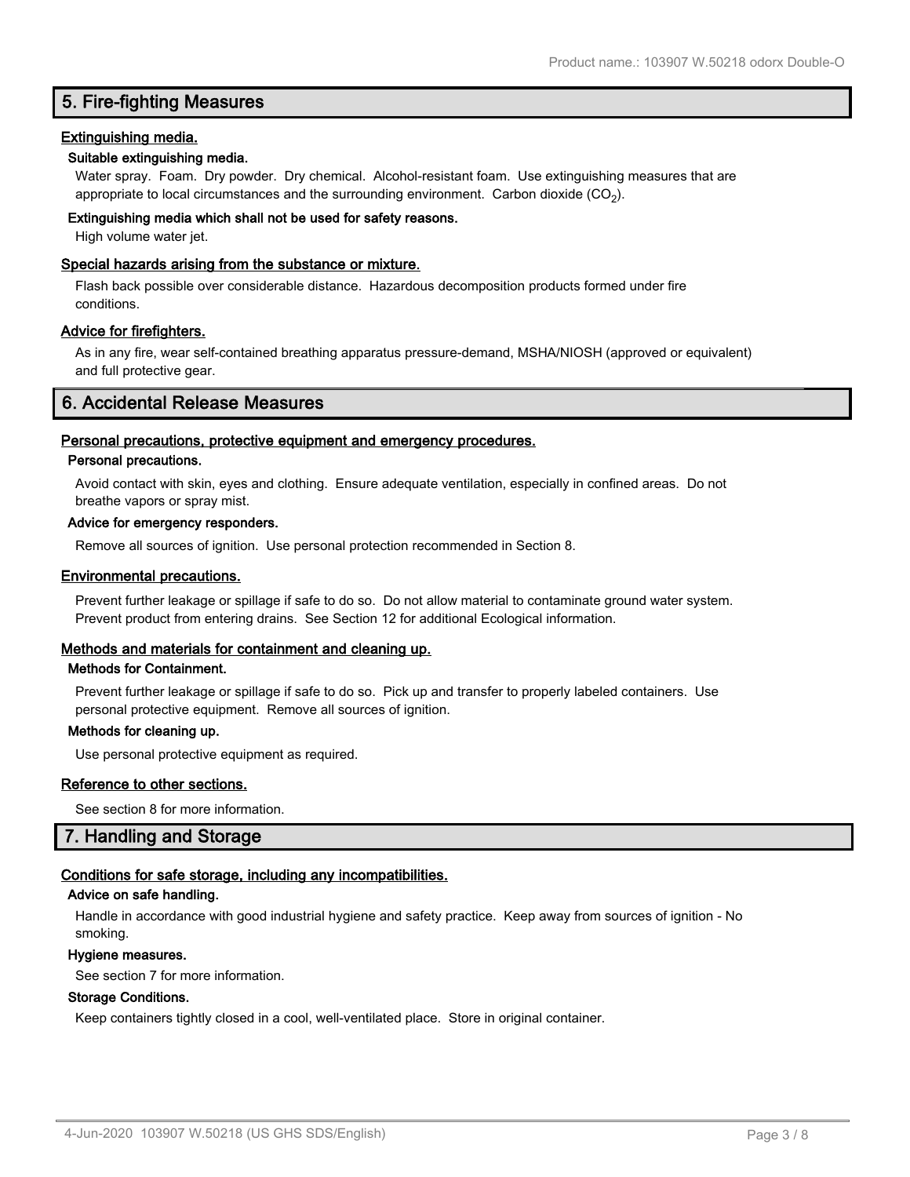## 5. Fire-fighting Measures

### Extinguishing media.

#### Suitable extinguishing media.

Water spray. Foam. Dry powder. Dry chemical. Alcohol-resistant foam. Use extinguishing measures that are appropriate to local circumstances and the surrounding environment. Carbon dioxide ($CO_2$).

#### Extinguishing media which shall not be used for safety reasons.

High volume water jet.

### Special hazards arising from the substance or mixture.

Flash back possible over considerable distance. Hazardous decomposition products formed under fire conditions.

### Advice for firefighters.

As in any fire, wear self-contained breathing apparatus pressure-demand, MSHA/NIOSH (approved or equivalent) and full protective gear.

## 6. Accidental Release Measures

### Personal precautions, protective equipment and emergency procedures.

#### Personal precautions.

Avoid contact with skin, eyes and clothing. Ensure adequate ventilation, especially in confined areas. Do not breathe vapors or spray mist.

#### Advice for emergency responders.

Remove all sources of ignition. Use personal protection recommended in Section 8.

### Environmental precautions.

Prevent further leakage or spillage if safe to do so. Do not allow material to contaminate ground water system. Prevent product from entering drains. See Section 12 for additional Ecological information.

### Methods and materials for containment and cleaning up.

#### Methods for Containment.

Prevent further leakage or spillage if safe to do so. Pick up and transfer to properly labeled containers. Use personal protective equipment. Remove all sources of ignition.

#### Methods for cleaning up.

Use personal protective equipment as required.

### Reference to other sections.

See section 8 for more information.

## 7. Handling and Storage

### Conditions for safe storage, including any incompatibilities.

#### Advice on safe handling.

Handle in accordance with good industrial hygiene and safety practice. Keep away from sources of ignition - No smoking.

#### Hygiene measures.

See section 7 for more information.

#### Storage Conditions.

Keep containers tightly closed in a cool, well-ventilated place. Store in original container.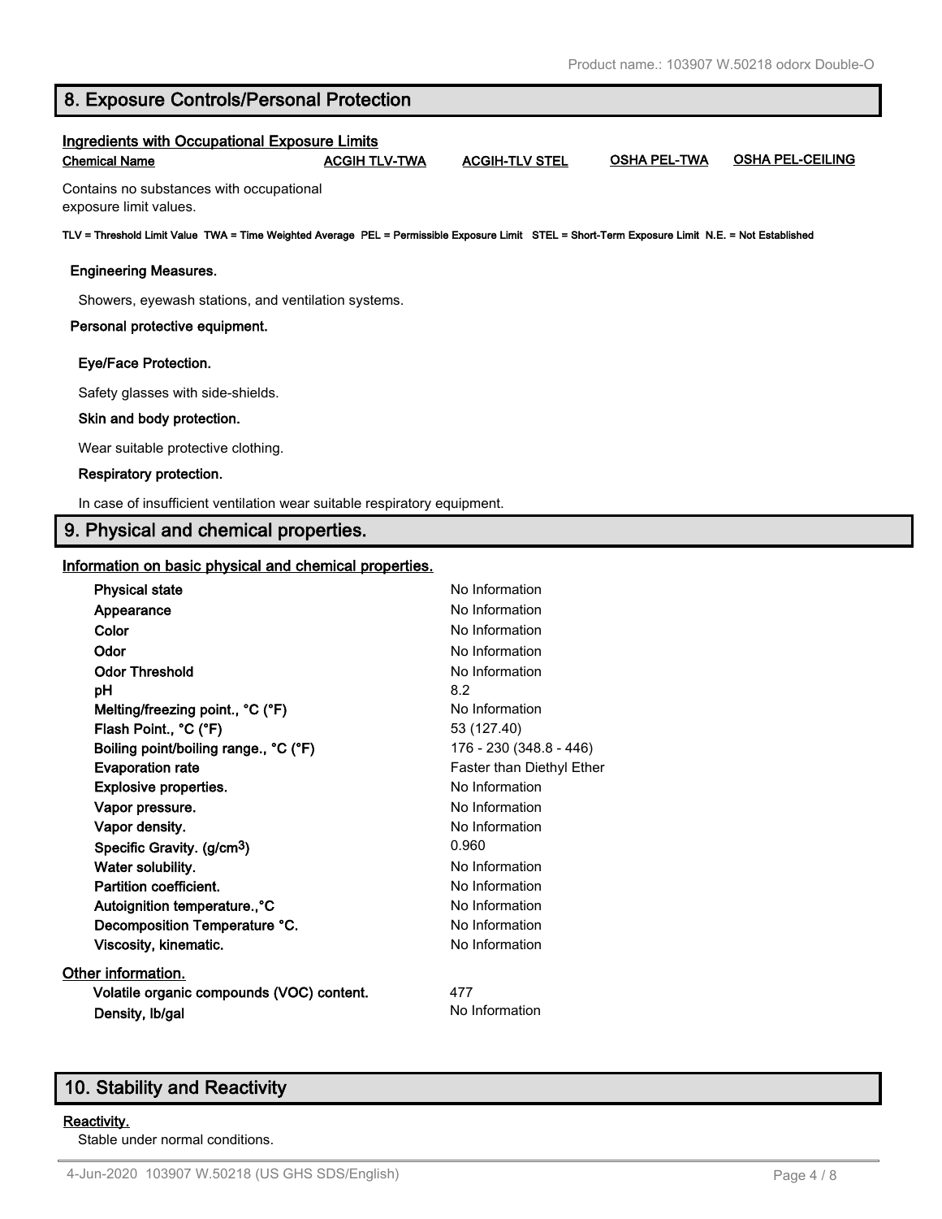## 8. Exposure Controls/Personal Protection

### Ingredients with Occupational Exposure Limits

| Chemical Name | ACGIH TLV-TWA | ACGIH-TLV STEL | OSHA PEL-TWA | OSHA PEL-CEILING |
|---|---|---|---|---|
| Contains no substances with occupational exposure limit values. | | | | |

**TLV = Threshold Limit Value TWA = Time Weighted Average PEL = Permissible Exposure Limit STEL = Short-Term Exposure Limit N.E. = Not Established**

**Engineering Measures.**

Showers, eyewash stations, and ventilation systems.

**Personal protective equipment.**

**Eye/Face Protection.**

Safety glasses with side-shields.

**Skin and body protection.**

Wear suitable protective clothing.

**Respiratory protection.**

In case of insufficient ventilation wear suitable respiratory equipment.

## 9. Physical and chemical properties.

### Information on basic physical and chemical properties.

| | |
|---|---|
| **Physical state** | No Information |
| **Appearance** | No Information |
| **Color** | No Information |
| **Odor** | No Information |
| **Odor Threshold** | No Information |
| **pH** | 8.2 |
| **Melting/freezing point., °C (°F)** | No Information |
| **Flash Point., °C (°F)** | 53 (127.40) |
| **Boiling point/boiling range., °C (°F)** | 176 - 230 (348.8 - 446) |
| **Evaporation rate** | Faster than Diethyl Ether |
| **Explosive properties.** | No Information |
| **Vapor pressure.** | No Information |
| **Vapor density.** | No Information |
| **Specific Gravity. (g/cm$^3$)** | 0.960 |
| **Water solubility.** | No Information |
| **Partition coefficient.** | No Information |
| **Autoignition temperature.,°C** | No Information |
| **Decomposition Temperature °C.** | No Information |
| **Viscosity, kinematic.** | No Information |

### Other information.

| | |
|---|---|
| **Volatile organic compounds (VOC) content.** | 477 |
| **Density, lb/gal** | No Information |

## 10. Stability and Reactivity

### Reactivity.

Stable under normal conditions.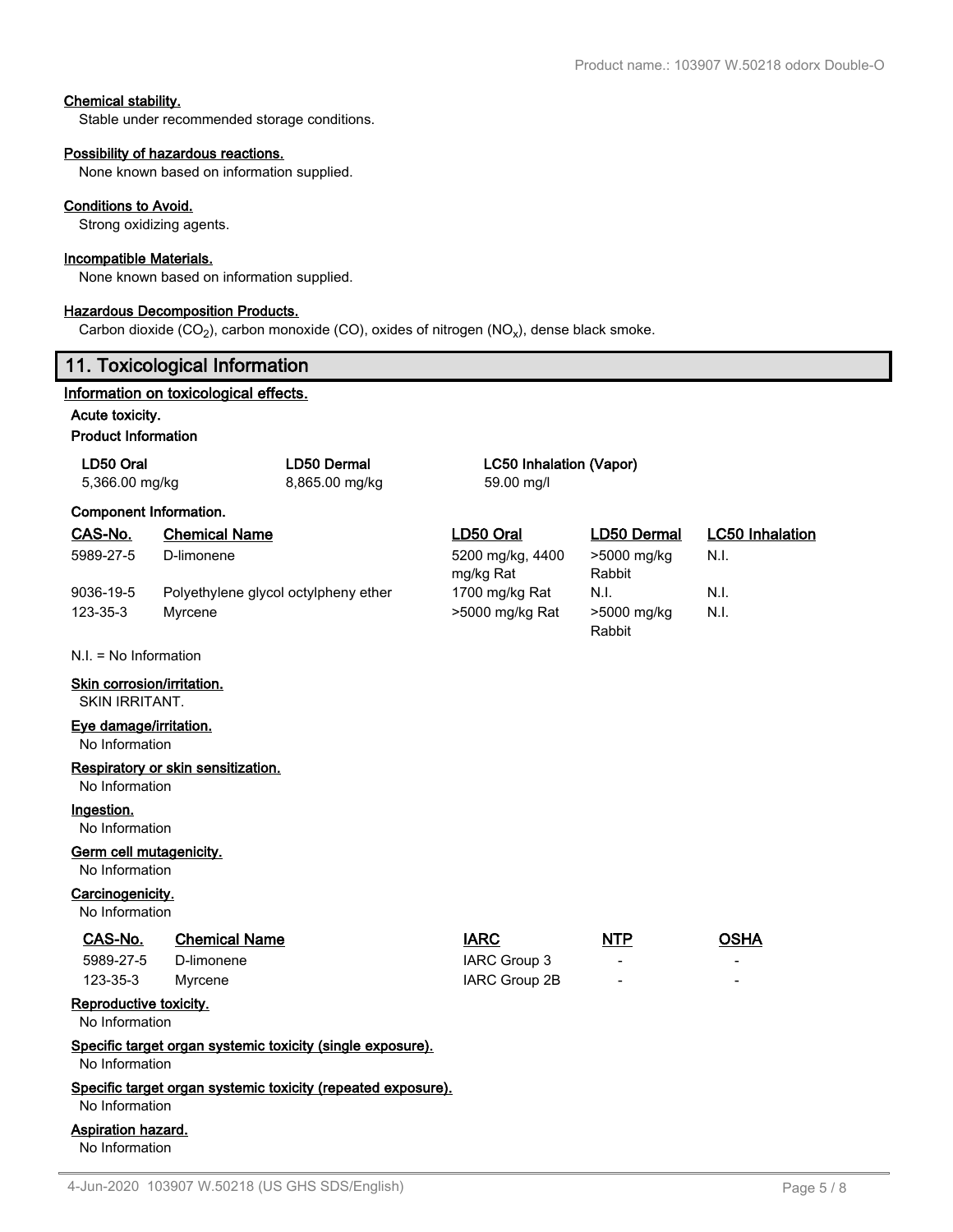#### Chemical stability.

Stable under recommended storage conditions.

#### Possibility of hazardous reactions.

None known based on information supplied.

#### Conditions to Avoid.

Strong oxidizing agents.

#### Incompatible Materials.

None known based on information supplied.

#### Hazardous Decomposition Products.

Carbon dioxide ($CO_2$), carbon monoxide (CO), oxides of nitrogen ($NO_x$), dense black smoke.

## 11. Toxicological Information

### Information on toxicological effects.

**Acute toxicity.**

**Product Information**

| LD50 Oral | LD50 Dermal | LC50 Inhalation (Vapor) |
|---|---|---|
| 5,366.00 mg/kg | 8,865.00 mg/kg | 59.00 mg/l |

**Component Information.**

| CAS-No. | Chemical Name | LD50 Oral | LD50 Dermal | LC50 Inhalation |
|---|---|---|---|---|
| 5989-27-5 | D-limonene | 5200 mg/kg, 4400 mg/kg Rat | >5000 mg/kg Rabbit | N.I. |
| 9036-19-5 | Polyethylene glycol octylpheny ether | 1700 mg/kg Rat | N.I. | N.I. |
| 123-35-3 | Myrcene | >5000 mg/kg Rat | >5000 mg/kg Rabbit | N.I. |

N.I. = No Information

#### Skin corrosion/irritation.

SKIN IRRITANT.

#### Eye damage/irritation.

No Information

#### Respiratory or skin sensitization.

No Information

#### Ingestion.

No Information

#### Germ cell mutagenicity.

No Information

#### Carcinogenicity.

No Information

| CAS-No. | Chemical Name | IARC | NTP | OSHA |
|---|---|---|---|---|
| 5989-27-5 | D-limonene | IARC Group 3 | - | - |
| 123-35-3 | Myrcene | IARC Group 2B | - | - |

#### Reproductive toxicity.

No Information

#### Specific target organ systemic toxicity (single exposure).

No Information

#### Specific target organ systemic toxicity (repeated exposure).

No Information

#### Aspiration hazard.

No Information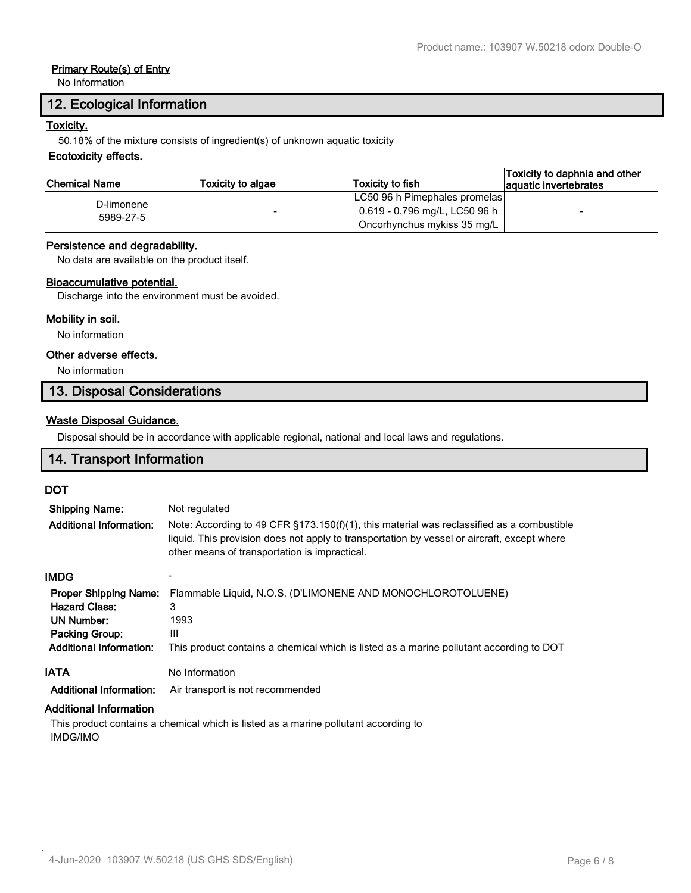**Primary Route(s) of Entry**

No Information

## 12. Ecological Information

**Toxicity.**

50.18% of the mixture consists of ingredient(s) of unknown aquatic toxicity

**Ecotoxicity effects.**

| Chemical Name | Toxicity to algae | Toxicity to fish | Toxicity to daphnia and other aquatic invertebrates |
|---|---|---|---|
| D-limonene<br>5989-27-5 | - | LC50 96 h Pimephales promelas 0.619 - 0.796 mg/L, LC50 96 h Oncorhynchus mykiss 35 mg/L | - |

**Persistence and degradability.**

No data are available on the product itself.

**Bioaccumulative potential.**

Discharge into the environment must be avoided.

**Mobility in soil.**

No information

**Other adverse effects.**

No information

## 13. Disposal Considerations

**Waste Disposal Guidance.**

Disposal should be in accordance with applicable regional, national and local laws and regulations.

## 14. Transport Information

**DOT**

**Shipping Name:** Not regulated

**Additional Information:** Note: According to 49 CFR §173.150(f)(1), this material was reclassified as a combustible liquid. This provision does not apply to transportation by vessel or aircraft, except where other means of transportation is impractical.

**IMDG** -

**Proper Shipping Name:** Flammable Liquid, N.O.S. (D'LIMONENE AND MONOCHLOROTOLUENE)

**Hazard Class:** 3

**UN Number:** 1993

**Packing Group:** III

**Additional Information:** This product contains a chemical which is listed as a marine pollutant according to DOT

**IATA** No Information

**Additional Information:** Air transport is not recommended

**Additional Information**

This product contains a chemical which is listed as a marine pollutant according to IMDG/IMO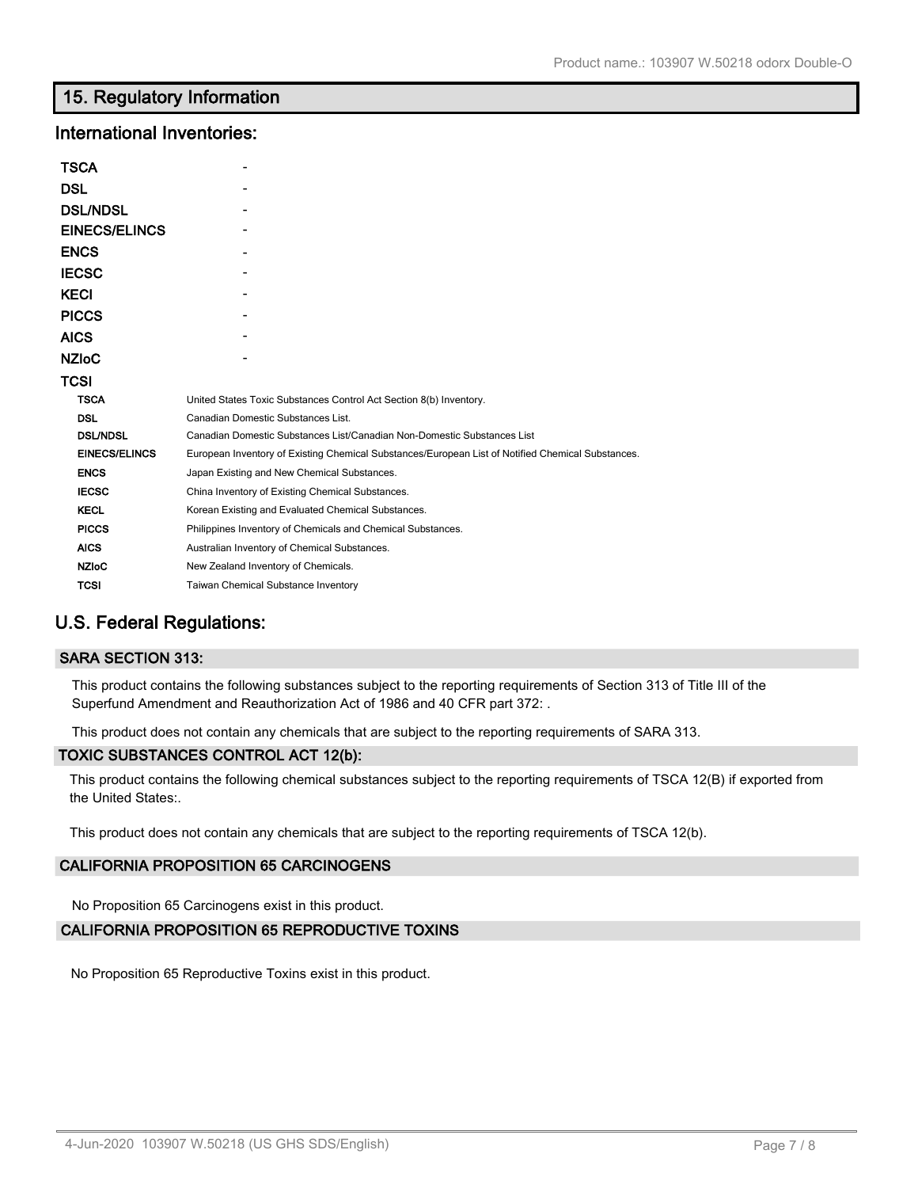## 15. Regulatory Information

### International Inventories:

| | |
|---|---|
| **TSCA** | - |
| **DSL** | - |
| **DSL/NDSL** | - |
| **EINECS/ELINCS** | - |
| **ENCS** | - |
| **IECSC** | - |
| **KECI** | - |
| **PICCS** | - |
| **AICS** | - |
| **NZIoC** | - |
| **TCSI** | |

| | |
|---|---|
| **TSCA** | United States Toxic Substances Control Act Section 8(b) Inventory. |
| **DSL** | Canadian Domestic Substances List. |
| **DSL/NDSL** | Canadian Domestic Substances List/Canadian Non-Domestic Substances List |
| **EINECS/ELINCS** | European Inventory of Existing Chemical Substances/European List of Notified Chemical Substances. |
| **ENCS** | Japan Existing and New Chemical Substances. |
| **IECSC** | China Inventory of Existing Chemical Substances. |
| **KECL** | Korean Existing and Evaluated Chemical Substances. |
| **PICCS** | Philippines Inventory of Chemicals and Chemical Substances. |
| **AICS** | Australian Inventory of Chemical Substances. |
| **NZIoC** | New Zealand Inventory of Chemicals. |
| **TCSI** | Taiwan Chemical Substance Inventory |

### U.S. Federal Regulations:

#### SARA SECTION 313:

This product contains the following substances subject to the reporting requirements of Section 313 of Title III of the Superfund Amendment and Reauthorization Act of 1986 and 40 CFR part 372: .

This product does not contain any chemicals that are subject to the reporting requirements of SARA 313.

#### TOXIC SUBSTANCES CONTROL ACT 12(b):

This product contains the following chemical substances subject to the reporting requirements of TSCA 12(B) if exported from the United States:.

This product does not contain any chemicals that are subject to the reporting requirements of TSCA 12(b).

#### CALIFORNIA PROPOSITION 65 CARCINOGENS

No Proposition 65 Carcinogens exist in this product.

#### CALIFORNIA PROPOSITION 65 REPRODUCTIVE TOXINS

No Proposition 65 Reproductive Toxins exist in this product.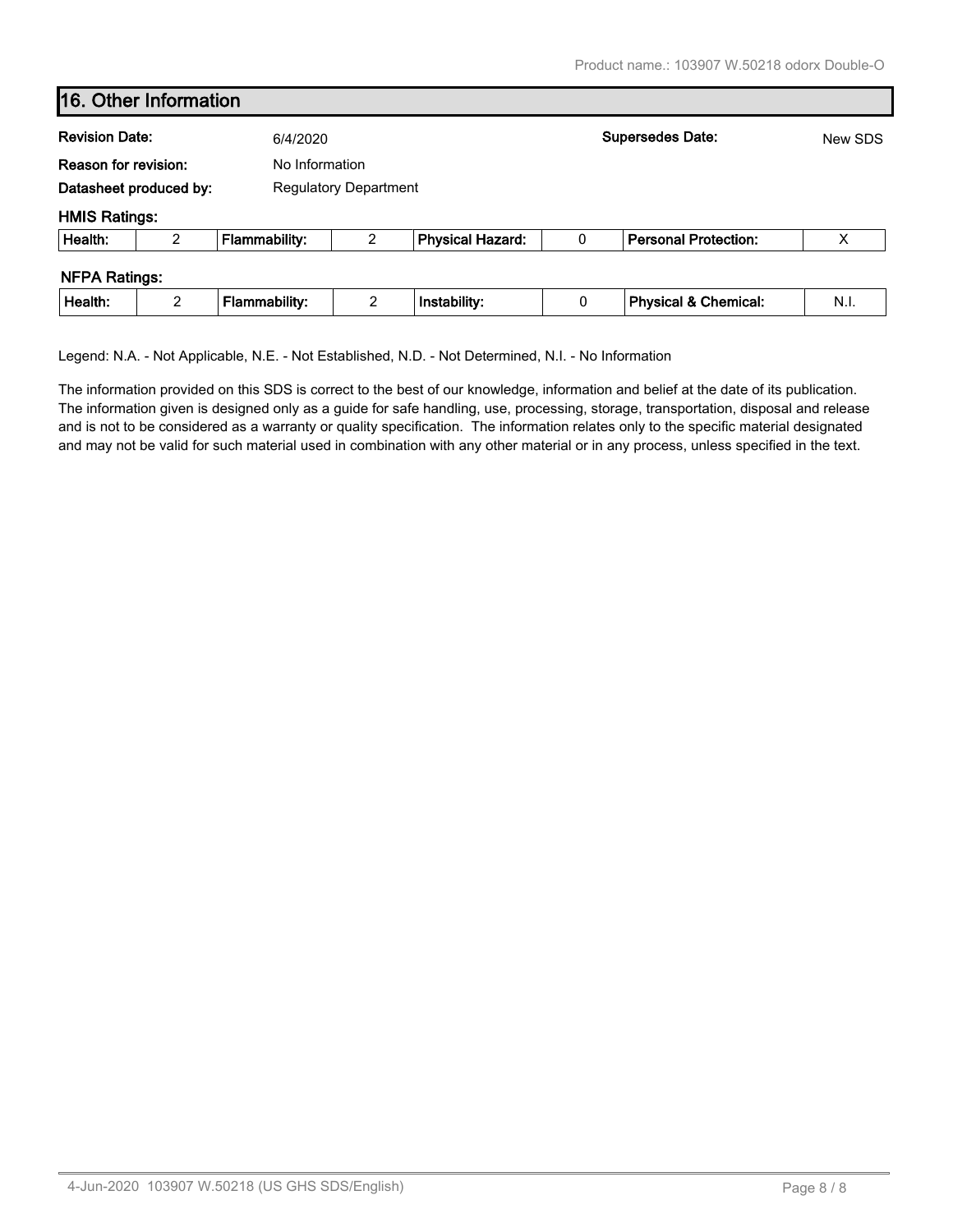## 16. Other Information

**Revision Date:** 6/4/2020 **Supersedes Date:** New SDS

**Reason for revision:** No Information

**Datasheet produced by:** Regulatory Department

**HMIS Ratings:**

| | | | | | | | |
|---|---|---|---|---|---|---|---|
| **Health:** | 2 | **Flammability:** | 2 | **Physical Hazard:** | 0 | **Personal Protection:** | X |

**NFPA Ratings:**

| | | | | | | | |
|---|---|---|---|---|---|---|---|
| **Health:** | 2 | **Flammability:** | 2 | **Instability:** | 0 | **Physical & Chemical:** | N.I. |

Legend: N.A. - Not Applicable, N.E. - Not Established, N.D. - Not Determined, N.I. - No Information

The information provided on this SDS is correct to the best of our knowledge, information and belief at the date of its publication. The information given is designed only as a guide for safe handling, use, processing, storage, transportation, disposal and release and is not to be considered as a warranty or quality specification. The information relates only to the specific material designated and may not be valid for such material used in combination with any other material or in any process, unless specified in the text.